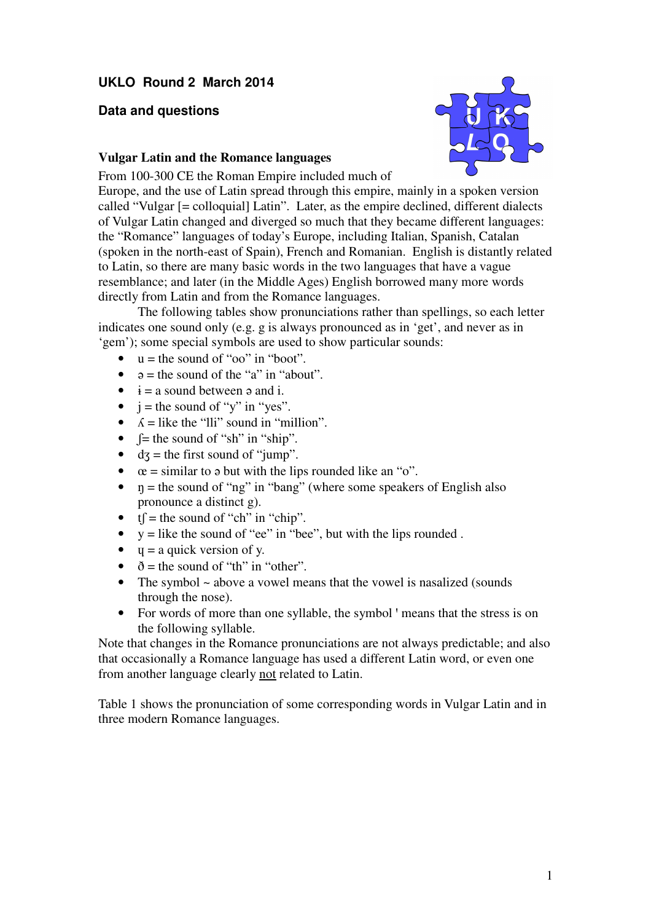**UKLO Round 2 March 2014**

**Data and questions**

**Vulgar Latin and the Romance languages**

From 100-300 CE the Roman Empire included much of Europe, and the use of Latin spread through this empire, mainly in a spoken version called "Vulgar [= colloquial] Latin". Later, as the empire declined, different dialects of Vulgar Latin changed and diverged so much that they became different languages: the "Romance" languages of today's Europe, including Italian, Spanish, Catalan (spoken in the north-east of Spain), French and Romanian. English is distantly related to Latin, so there are many basic words in the two languages that have a vague resemblance; and later (in the Middle Ages) English borrowed many more words directly from Latin and from the Romance languages.

The following tables show pronunciations rather than spellings, so each letter indicates one sound only (e.g. g is always pronounced as in 'get', and never as in 'gem'); some special symbols are used to show particular sounds:

- u = the sound of "oo" in "boot".
- ə = the sound of the "a" in "about".
- ɨ = a sound between ə and i.
- j = the sound of "y" in "yes".
- ʎ = like the "lli" sound in "million".
- ʃ= the sound of "sh" in "ship".
- dʒ = the first sound of "jump".
- œ = similar to ə but with the lips rounded like an "o".
- ŋ = the sound of "ng" in "bang" (where some speakers of English also pronounce a distinct g).
- tʃ = the sound of "ch" in "chip".
- y = like the sound of "ee" in "bee", but with the lips rounded .
- ɥ = a quick version of y.
- ð = the sound of "th" in "other".
- The symbol ~ above a vowel means that the vowel is nasalized (sounds through the nose).
- For words of more than one syllable, the symbol ' means that the stress is on the following syllable.

Note that changes in the Romance pronunciations are not always predictable; and also that occasionally a Romance language has used a different Latin word, or even one from another language clearly not related to Latin.

Table 1 shows the pronunciation of some corresponding words in Vulgar Latin and in three modern Romance languages.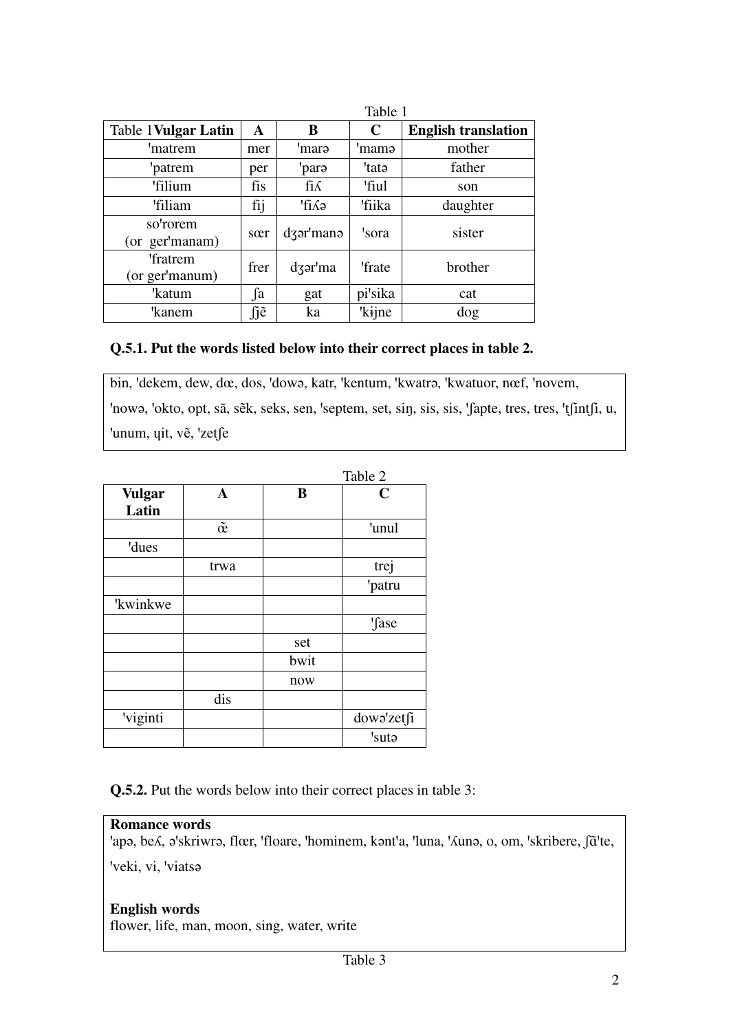Table 1

| Table 1**Vulgar Latin** | **A** | **B** | **C** | **English translation** |
|---|---|---|---|---|
| 'matrem | mer | 'marə | 'mamə | mother |
| 'patrem | per | 'parə | 'tatə | father |
| 'filium | fis | fiʎ | 'fiul | son |
| 'filiam | fij | 'fiʎə | 'fiika | daughter |
| so'rorem (or ger'manam) | sœr | dʒər'manə | 'sora | sister |
| 'fratrem (or ger'manum) | frer | dʒər'ma | 'frate | brother |
| 'katum | ʃa | gat | pi'sika | cat |
| 'kanem | ʃjẽ | ka | 'kɨjne | dog |

**Q.5.1. Put the words listed below into their correct places in table 2.**

bin, 'dekem, dew, dœ, dos, 'dowə, katr, 'kentum, 'kwatrə, 'kwatuor, nœf, 'novem, 'nowə, 'okto, opt, sã, sẽk, seks, sen, 'septem, set, siŋ, sis, sis, 'ʃapte, tres, tres, 'tʃintʃi, u, 'unum, ɥit, vẽ, 'zetʃe

Table 2

| **Vulgar Latin** | **A** | **B** | **C** |
|---|---|---|---|
| | œ̃ | | 'unul |
| 'dues | | | |
| | trwa | | trej |
| | | | 'patru |
| 'kwinkwe | | | |
| | | | 'ʃase |
| | | set | |
| | | bwit | |
| | | now | |
| | dis | | |
| 'viginti | | | dowə'zetʃi |
| | | | 'sutə |

**Q.5.2.** Put the words below into their correct places in table 3:

**Romance words**
'apə, beʎ, ə'skriwrə, flœr, 'floare, 'hominem, kənt'a, 'luna, 'ʎunə, o, om, 'skribere, ʃɑ̃'te, 'veki, vi, 'viatsə

**English words**
flower, life, man, moon, sing, water, write

Table 3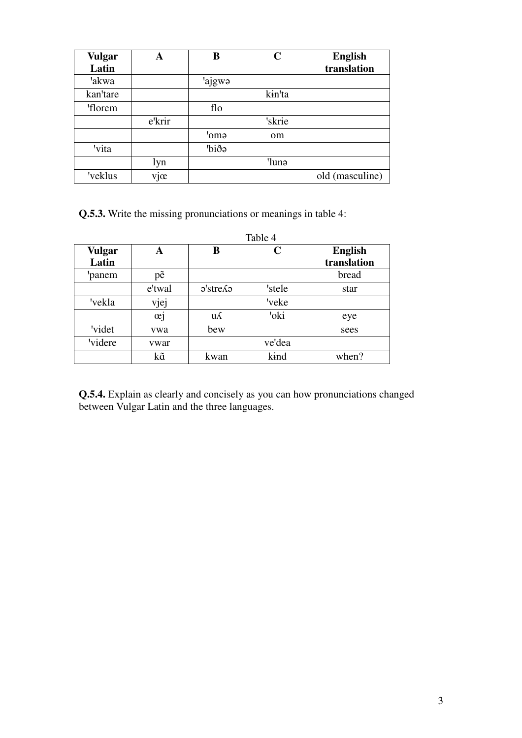| Vulgar Latin | A | B | C | English translation |
|---|---|---|---|---|
| 'akwa | | 'ajgwə | | |
| kan'tare | | | kɨn'ta | |
| 'florem | | flo | | |
| | e'krir | | 'skrie | |
| | | 'omə | om | |
| 'vita | | 'biðə | | |
| | lyn | | 'lunə | |
| 'veklus | vjœ | | | old (masculine) |

**Q.5.3.** Write the missing pronunciations or meanings in table 4:

Table 4

| Vulgar Latin | A | B | C | English translation |
|---|---|---|---|---|
| 'panem | pẽ | | | bread |
| | e'twal | ə'streʎə | 'stele | star |
| 'vekla | vjej | | 'veke | |
| | œj | uʎ | 'oki | eye |
| 'videt | vwa | bew | | sees |
| 'videre | vwar | | ve'dea | |
| | kɑ̃ | kwan | kɨnd | when? |

**Q.5.4.** Explain as clearly and concisely as you can how pronunciations changed between Vulgar Latin and the three languages.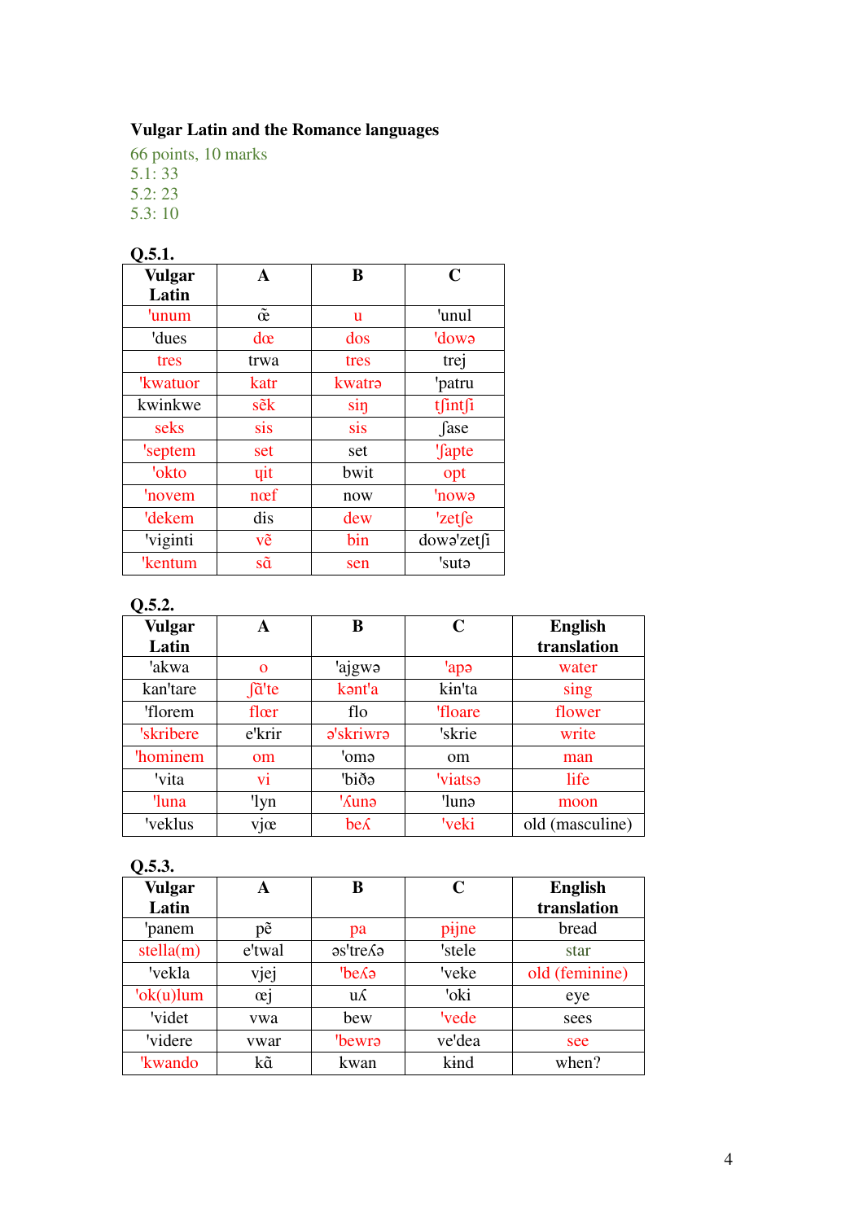**Vulgar Latin and the Romance languages**

66 points, 10 marks
5.1: 33
5.2: 23
5.3: 10

**Q.5.1.**

| Vulgar Latin | A | B | C |
|---|---|---|---|
| 'unum | œ̃ | u | 'unul |
| 'dues | dœ | dos | 'dowə |
| tres | trwa | tres | trej |
| 'kwatuor | katr | kwatrə | 'patru |
| kwinkwe | sẽk | siŋ | tʃintʃi |
| seks | sis | sis | ʃase |
| 'septem | set | set | 'ʃapte |
| 'okto | ɥit | bwit | opt |
| 'novem | nœf | now | 'nowə |
| 'dekem | dis | dew | 'zetʃe |
| 'viginti | vẽ | bin | dowə'zetʃi |
| 'kentum | sɑ̃ | sen | 'sutə |

**Q.5.2.**

| Vulgar Latin | A | B | C | English translation |
|---|---|---|---|---|
| 'akwa | o | 'ajgwə | 'apə | water |
| kan'tare | ʃɑ̃'te | kənt'a | kɨn'ta | sing |
| 'florem | flœr | flo | 'floare | flower |
| 'skribere | e'krir | ə'skriwrə | 'skrie | write |
| 'hominem | om | 'omə | om | man |
| 'vita | vi | 'biðə | 'viatsə | life |
| 'luna | 'lyn | 'ʎunə | 'lunə | moon |
| 'veklus | vjœ | beʎ | 'veki | old (masculine) |

**Q.5.3.**

| Vulgar Latin | A | B | C | English translation |
|---|---|---|---|---|
| 'panem | pẽ | pa | pɨjne | bread |
| stella(m) | e'twal | əs'treʎə | 'stele | star |
| 'vekla | vjej | 'beʎə | 'veke | old (feminine) |
| 'ok(u)lum | œj | uʎ | 'oki | eye |
| 'videt | vwa | bew | 'vede | sees |
| 'videre | vwar | 'bewrə | ve'dea | see |
| 'kwando | kɑ̃ | kwan | kind | when? |